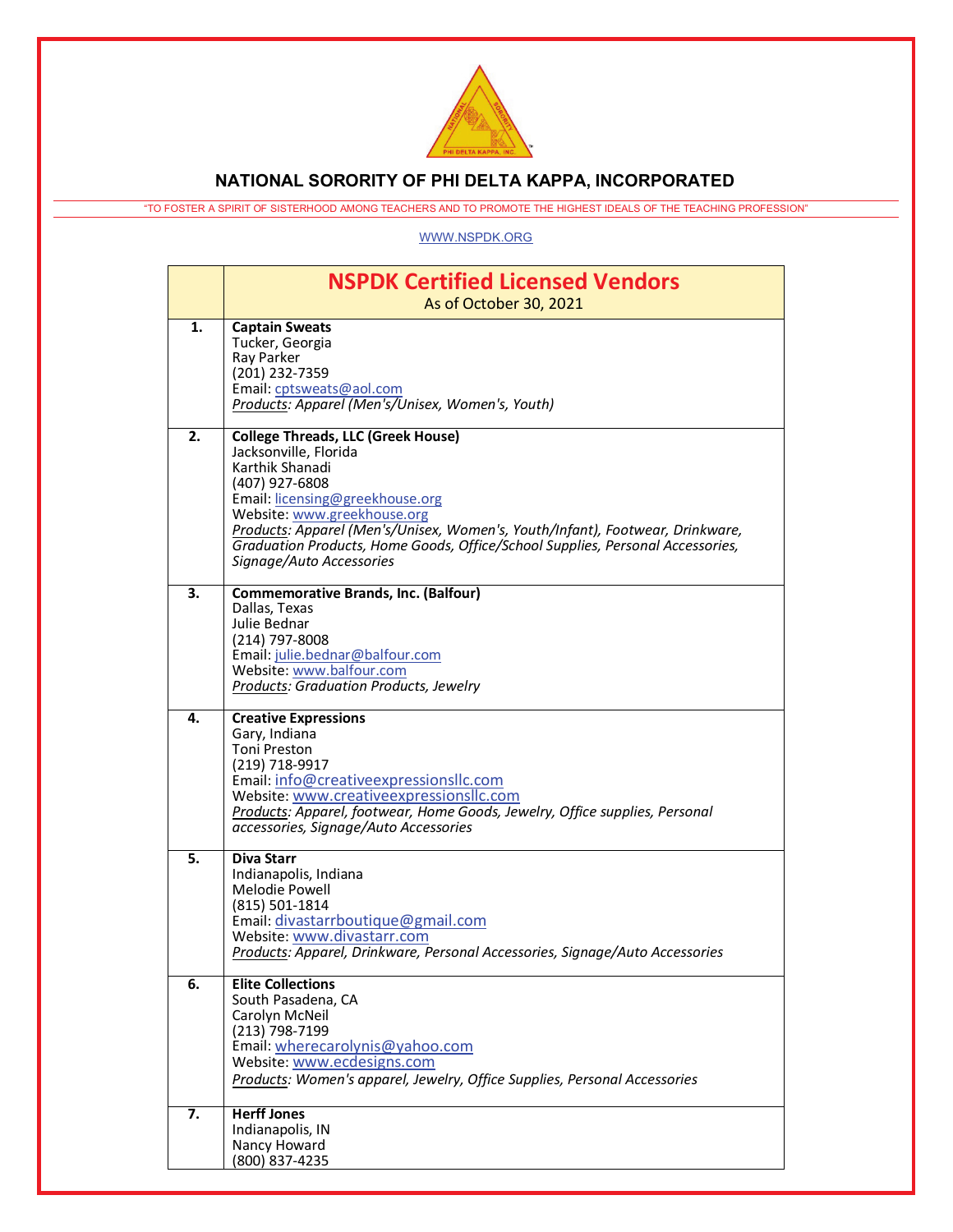# NATIONAL SORORITY OF PHI DELTA KAPPA, INCORPORATED

"TO FOSTER A SPIRIT OF SISTERHOOD AMONG TEACHERS AND TO PROMOTE THE HIGHEST IDEALS OF THE TEACHING PROFESSION"

WWW.NSPDK.ORG

| | **NSPDK Certified Licensed Vendors**<br>As of October 30, 2021 |
|---|---|
| **1.** | **Captain Sweats**<br>Tucker, Georgia<br>Ray Parker<br>(201) 232-7359<br>Email: cptsweats@aol.com<br>*Products: Apparel (Men's/Unisex, Women's, Youth)* |
| **2.** | **College Threads, LLC (Greek House)**<br>Jacksonville, Florida<br>Karthik Shanadi<br>(407) 927-6808<br>Email: licensing@greekhouse.org<br>Website: www.greekhouse.org<br>*Products: Apparel (Men's/Unisex, Women's, Youth/Infant), Footwear, Drinkware, Graduation Products, Home Goods, Office/School Supplies, Personal Accessories, Signage/Auto Accessories* |
| **3.** | **Commemorative Brands, Inc. (Balfour)**<br>Dallas, Texas<br>Julie Bednar<br>(214) 797-8008<br>Email: julie.bednar@balfour.com<br>Website: www.balfour.com<br>*Products: Graduation Products, Jewelry* |
| **4.** | **Creative Expressions**<br>Gary, Indiana<br>Toni Preston<br>(219) 718-9917<br>Email: info@creativeexpressionsllc.com<br>Website: www.creativeexpressionsllc.com<br>*Products: Apparel, footwear, Home Goods, Jewelry, Office supplies, Personal accessories, Signage/Auto Accessories* |
| **5.** | **Diva Starr**<br>Indianapolis, Indiana<br>Melodie Powell<br>(815) 501-1814<br>Email: divastarrboutique@gmail.com<br>Website: www.divastarr.com<br>*Products: Apparel, Drinkware, Personal Accessories, Signage/Auto Accessories* |
| **6.** | **Elite Collections**<br>South Pasadena, CA<br>Carolyn McNeil<br>(213) 798-7199<br>Email: wherecarolynis@yahoo.com<br>Website: www.ecdesigns.com<br>*Products: Women's apparel, Jewelry, Office Supplies, Personal Accessories* |
| **7.** | **Herff Jones**<br>Indianapolis, IN<br>Nancy Howard<br>(800) 837-4235 |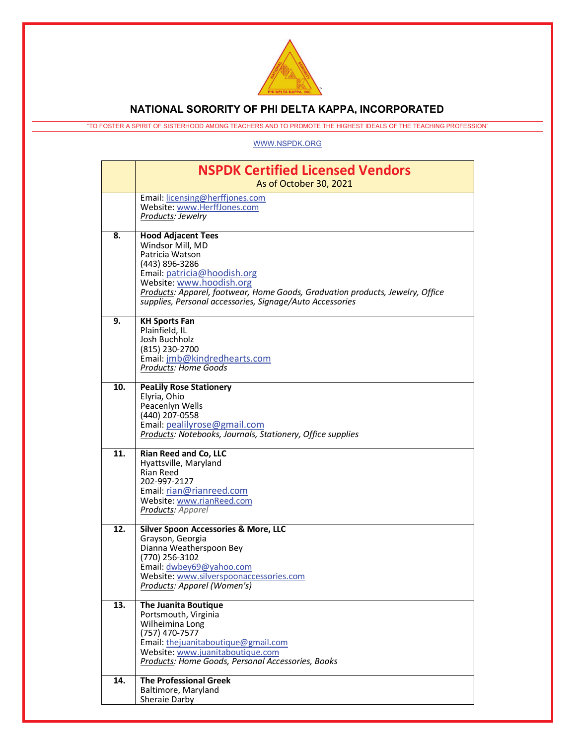## NATIONAL SORORITY OF PHI DELTA KAPPA, INCORPORATED

"TO FOSTER A SPIRIT OF SISTERHOOD AMONG TEACHERS AND TO PROMOTE THE HIGHEST IDEALS OF THE TEACHING PROFESSION"

WWW.NSPDK.ORG

| | **NSPDK Certified Licensed Vendors**<br>As of October 30, 2021 |
|---|---|
| | Email: licensing@herffjones.com<br>Website: www.HerffJones.com<br>*Products: Jewelry* |
| **8.** | **Hood Adjacent Tees**<br>Windsor Mill, MD<br>Patricia Watson<br>(443) 896-3286<br>Email: patricia@hoodish.org<br>Website: www.hoodish.org<br>*Products: Apparel, footwear, Home Goods, Graduation products, Jewelry, Office supplies, Personal accessories, Signage/Auto Accessories* |
| **9.** | **KH Sports Fan**<br>Plainfield, IL<br>Josh Buchholz<br>(815) 230-2700<br>Email: jmb@kindredhearts.com<br>*Products: Home Goods* |
| **10.** | **PeaLily Rose Stationery**<br>Elyria, Ohio<br>Peacenlyn Wells<br>(440) 207-0558<br>Email: pealilyrose@gmail.com<br>*Products: Notebooks, Journals, Stationery, Office supplies* |
| **11.** | **Rian Reed and Co, LLC**<br>Hyattsville, Maryland<br>Rian Reed<br>202-997-2127<br>Email: rian@rianreed.com<br>Website: www.rianReed.com<br>*Products: Apparel* |
| **12.** | **Silver Spoon Accessories & More, LLC**<br>Grayson, Georgia<br>Dianna Weatherspoon Bey<br>(770) 256-3102<br>Email: dwbey69@yahoo.com<br>Website: www.silverspoonaccessories.com<br>*Products: Apparel (Women's)* |
| **13.** | **The Juanita Boutique**<br>Portsmouth, Virginia<br>Wilheimina Long<br>(757) 470-7577<br>Email: thejuanitaboutique@gmail.com<br>Website: www.juanitaboutique.com<br>*Products: Home Goods, Personal Accessories, Books* |
| **14.** | **The Professional Greek**<br>Baltimore, Maryland<br>Sheraie Darby |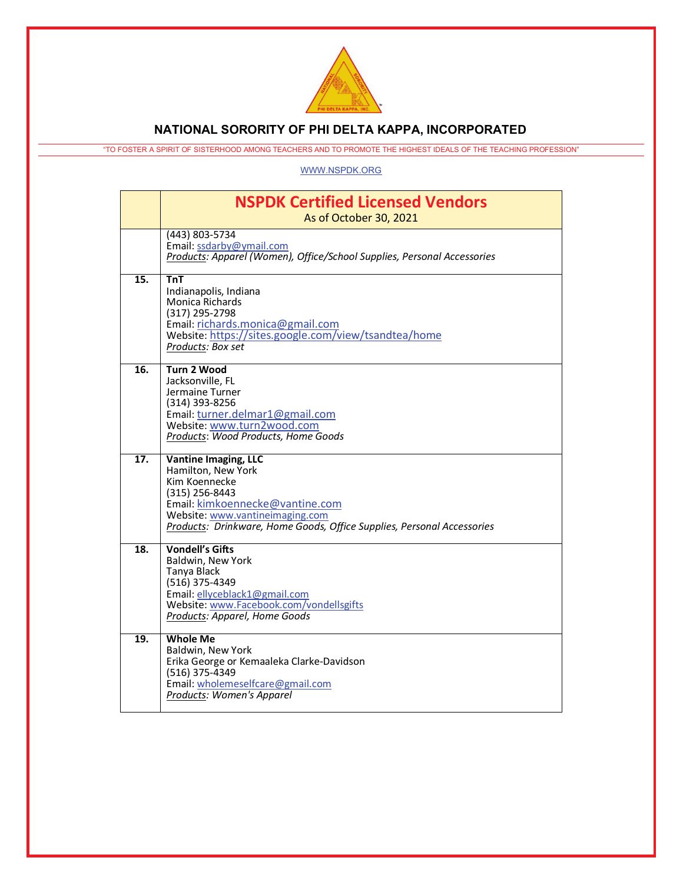## NATIONAL SORORITY OF PHI DELTA KAPPA, INCORPORATED

"TO FOSTER A SPIRIT OF SISTERHOOD AMONG TEACHERS AND TO PROMOTE THE HIGHEST IDEALS OF THE TEACHING PROFESSION"

WWW.NSPDK.ORG

| | **NSPDK Certified Licensed Vendors**<br>As of October 30, 2021 |
|---|---|
| | (443) 803-5734<br>Email: ssdarby@ymail.com<br>*Products: Apparel (Women), Office/School Supplies, Personal Accessories* |
| **15.** | **TnT**<br>Indianapolis, Indiana<br>Monica Richards<br>(317) 295-2798<br>Email: richards.monica@gmail.com<br>Website: https://sites.google.com/view/tsandtea/home<br>*Products: Box set* |
| **16.** | **Turn 2 Wood**<br>Jacksonville, FL<br>Jermaine Turner<br>(314) 393-8256<br>Email: turner.delmar1@gmail.com<br>Website: www.turn2wood.com<br>*Products: Wood Products, Home Goods* |
| **17.** | **Vantine Imaging, LLC**<br>Hamilton, New York<br>Kim Koennecke<br>(315) 256-8443<br>Email: kimkoennecke@vantine.com<br>Website: www.vantineimaging.com<br>*Products: Drinkware, Home Goods, Office Supplies, Personal Accessories* |
| **18.** | **Vondell's Gifts**<br>Baldwin, New York<br>Tanya Black<br>(516) 375-4349<br>Email: ellyceblack1@gmail.com<br>Website: www.Facebook.com/vondellsgifts<br>*Products: Apparel, Home Goods* |
| **19.** | **Whole Me**<br>Baldwin, New York<br>Erika George or Kemaaleka Clarke-Davidson<br>(516) 375-4349<br>Email: wholemeselfcare@gmail.com<br>*Products: Women's Apparel* |